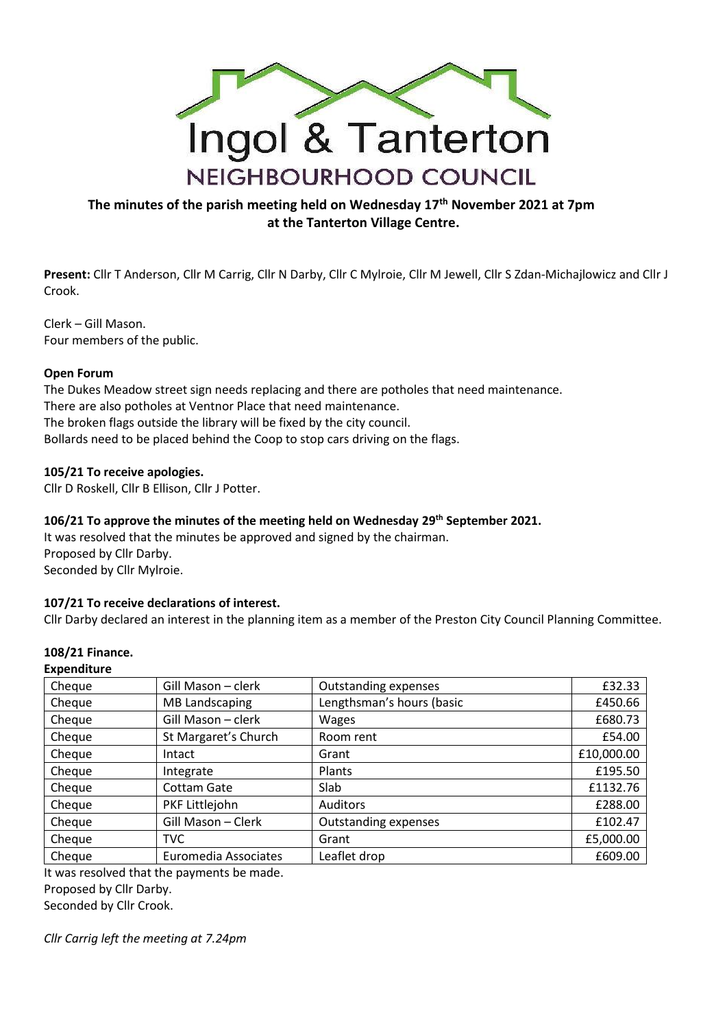Ingol & Tanterton
NEIGHBOURHOOD COUNCIL

**The minutes of the parish meeting held on Wednesday 17th November 2021 at 7pm at the Tanterton Village Centre.**

**Present:** Cllr T Anderson, Cllr M Carrig, Cllr N Darby, Cllr C Mylroie, Cllr M Jewell, Cllr S Zdan-Michajlowicz and Cllr J Crook.

Clerk – Gill Mason.
Four members of the public.

**Open Forum**

The Dukes Meadow street sign needs replacing and there are potholes that need maintenance.
There are also potholes at Ventnor Place that need maintenance.
The broken flags outside the library will be fixed by the city council.
Bollards need to be placed behind the Coop to stop cars driving on the flags.

**105/21 To receive apologies.**

Cllr D Roskell, Cllr B Ellison, Cllr J Potter.

**106/21 To approve the minutes of the meeting held on Wednesday 29th September 2021.**

It was resolved that the minutes be approved and signed by the chairman.
Proposed by Cllr Darby.
Seconded by Cllr Mylroie.

**107/21 To receive declarations of interest.**

Cllr Darby declared an interest in the planning item as a member of the Preston City Council Planning Committee.

**108/21 Finance.**

**Expenditure**

| | | | |
|---|---|---|---|
| Cheque | Gill Mason – clerk | Outstanding expenses | £32.33 |
| Cheque | MB Landscaping | Lengthsman's hours (basic | £450.66 |
| Cheque | Gill Mason – clerk | Wages | £680.73 |
| Cheque | St Margaret's Church | Room rent | £54.00 |
| Cheque | Intact | Grant | £10,000.00 |
| Cheque | Integrate | Plants | £195.50 |
| Cheque | Cottam Gate | Slab | £1132.76 |
| Cheque | PKF Littlejohn | Auditors | £288.00 |
| Cheque | Gill Mason – Clerk | Outstanding expenses | £102.47 |
| Cheque | TVC | Grant | £5,000.00 |
| Cheque | Euromedia Associates | Leaflet drop | £609.00 |

It was resolved that the payments be made.
Proposed by Cllr Darby.
Seconded by Cllr Crook.

*Cllr Carrig left the meeting at 7.24pm*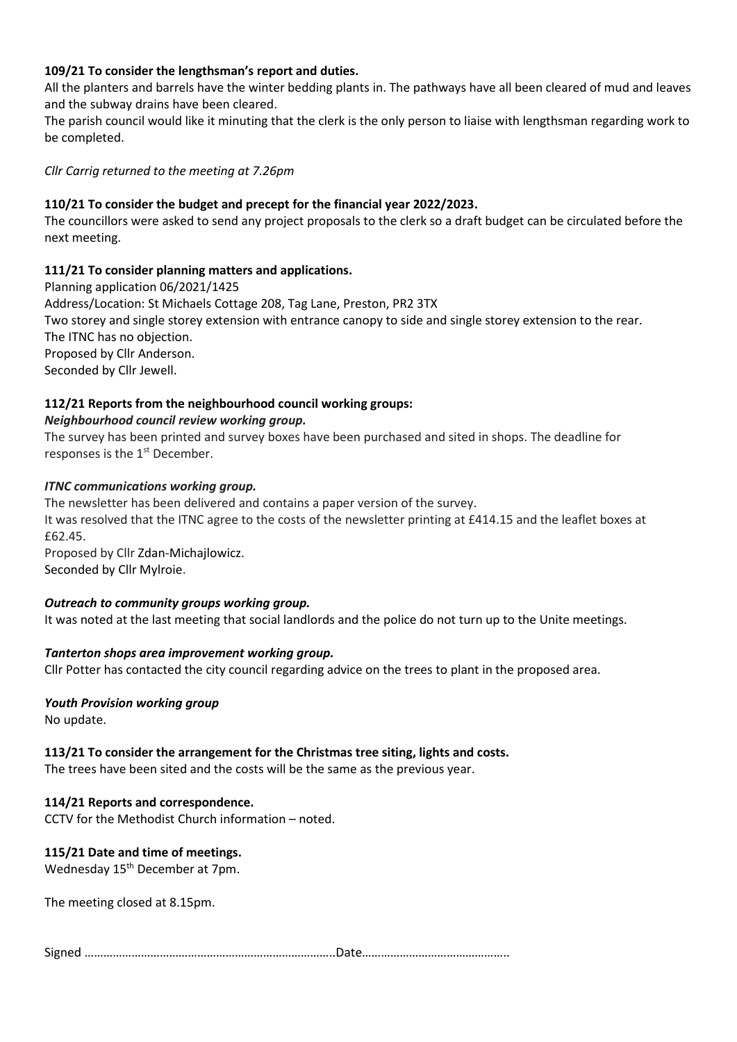**109/21 To consider the lengthsman's report and duties.**

All the planters and barrels have the winter bedding plants in. The pathways have all been cleared of mud and leaves and the subway drains have been cleared.

The parish council would like it minuting that the clerk is the only person to liaise with lengthsman regarding work to be completed.

*Cllr Carrig returned to the meeting at 7.26pm*

**110/21 To consider the budget and precept for the financial year 2022/2023.**

The councillors were asked to send any project proposals to the clerk so a draft budget can be circulated before the next meeting.

**111/21 To consider planning matters and applications.**

Planning application 06/2021/1425
Address/Location: St Michaels Cottage 208, Tag Lane, Preston, PR2 3TX
Two storey and single storey extension with entrance canopy to side and single storey extension to the rear.
The ITNC has no objection.
Proposed by Cllr Anderson.
Seconded by Cllr Jewell.

**112/21 Reports from the neighbourhood council working groups:**

***Neighbourhood council review working group.***

The survey has been printed and survey boxes have been purchased and sited in shops. The deadline for responses is the 1st December.

***ITNC communications working group.***

The newsletter has been delivered and contains a paper version of the survey.
It was resolved that the ITNC agree to the costs of the newsletter printing at £414.15 and the leaflet boxes at £62.45.
Proposed by Cllr Zdan-Michajlowicz.
Seconded by Cllr Mylroie.

***Outreach to community groups working group.***

It was noted at the last meeting that social landlords and the police do not turn up to the Unite meetings.

***Tanterton shops area improvement working group.***

Cllr Potter has contacted the city council regarding advice on the trees to plant in the proposed area.

***Youth Provision working group***

No update.

**113/21 To consider the arrangement for the Christmas tree siting, lights and costs.**

The trees have been sited and the costs will be the same as the previous year.

**114/21 Reports and correspondence.**

CCTV for the Methodist Church information – noted.

**115/21 Date and time of meetings.**

Wednesday 15th December at 7pm.

The meeting closed at 8.15pm.

Signed ……………………………………………………………………..Date………………………………………..